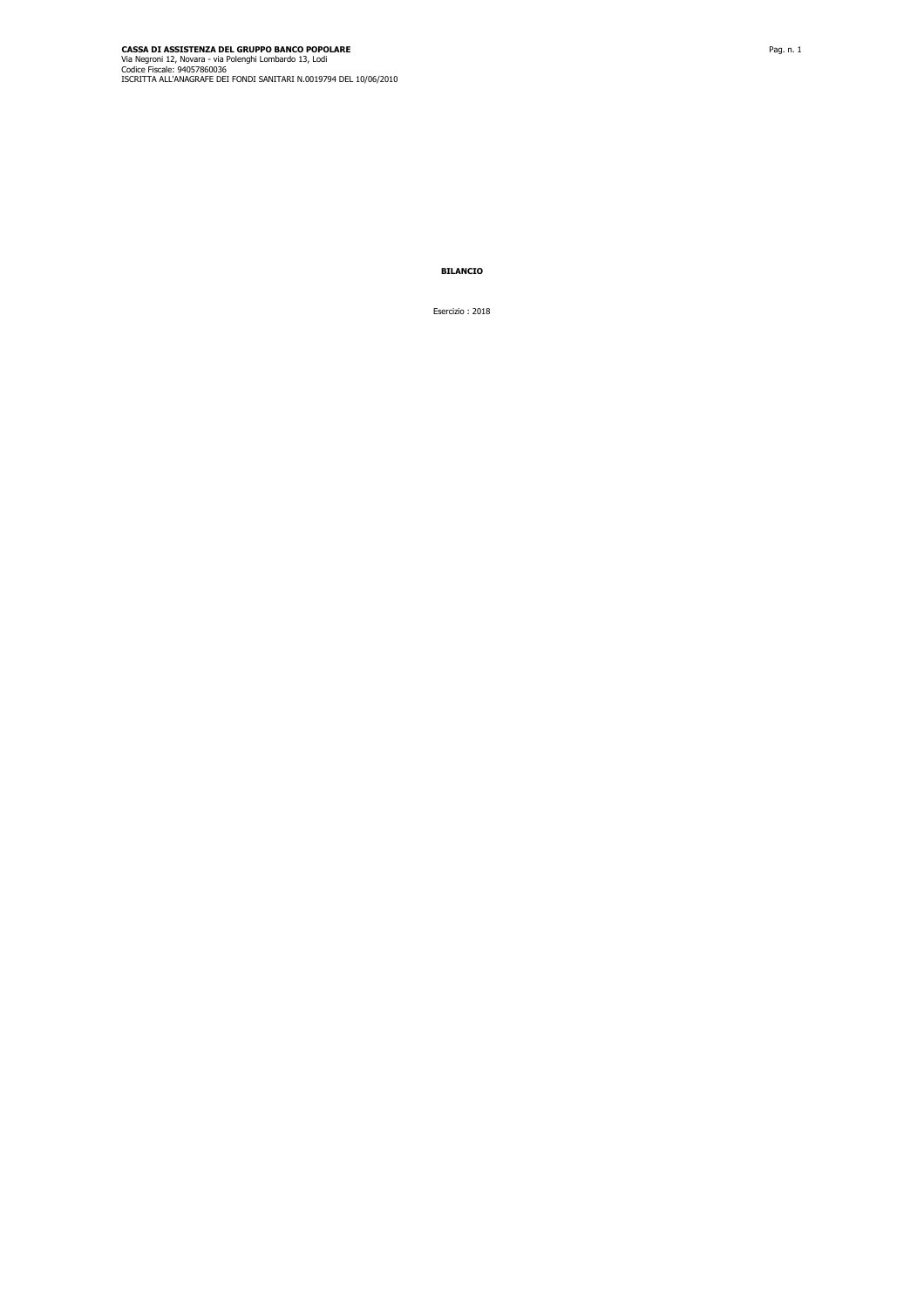**CASSA DI ASSISTENZA DEL GRUPPO BANCO POPOLARE**
Via Negroni 12, Novara - via Polenghi Lombardo 13, Lodi
Codice Fiscale: 94057860036
ISCRITTA ALL'ANAGRAFE DEI FONDI SANITARI N.0019794 DEL 10/06/2010

# BILANCIO

Esercizio : 2018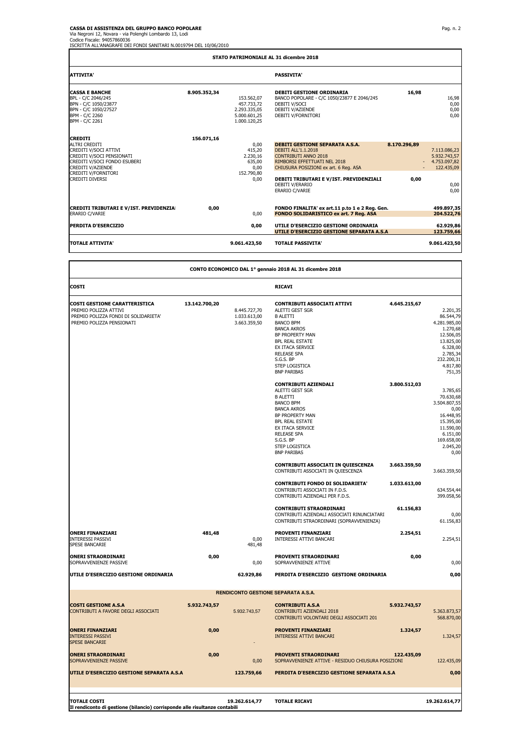**CASSA DI ASSISTENZA DEL GRUPPO BANCO POPOLARE**
Via Negroni 12, Novara - via Polenghi Lombardo 13, Lodi
Codice Fiscale: 94057860036
ISCRITTA ALL'ANAGRAFE DEI FONDI SANITARI N.0019794 DEL 10/06/2010

## STATO PATRIMONIALE AL 31 dicembre 2018

| ATTIVITA' | | | PASSIVITA' | | |
|---|---|---|---|---|---|
| **CASSA E BANCHE** | **8.905.352,34** | | **DEBITI GESTIONE ORDINARIA** | **16,98** | |
| BPL - C/C 2046/245 | | 153.562,07 | BANCO POPOLARE - C/C 1050/23877 E 2046/245 | | 16,98 |
| BPN - C/C 1050/23877 | | 457.733,72 | DEBITI V/SOCI | | 0,00 |
| BPN - C/C 1050/27527 | | 2.293.335,05 | DEBITI V/AZIENDE | | 0,00 |
| BPM - C/C 2260 | | 5.000.601,25 | DEBITI V/FORNITORI | | 0,00 |
| BPM - C/C 2261 | | 1.000.120,25 | | | |
| **CREDITI** | **156.071,16** | | | | |
| ALTRI CREDITI | | 0,00 | **DEBITI GESTIONE SEPARATA A.S.A.** | **8.170.296,89** | |
| CREDITI V/SOCI ATTIVI | | 415,20 | DEBITI ALL'1.1.2018 | | 7.113.086,23 |
| CREDITI V/SOCI PENSIONATI | | 2.230,16 | CONTRIBUTI ANNO 2018 | | 5.932.743,57 |
| CREDITI V/SOCI FONDO ESUBERI | | 635,00 | RIMBORSI EFFETTUATI NEL 2018 | | - 4.753.097,82 |
| CREDITI V/AZIENDE | | 0,00 | CHIUSURA POSIZIONI ex art. 6 Reg. ASA | | - 122.435,09 |
| CREDITI V/FORNITORI | | 152.790,80 | | | |
| CREDITI DIVERSI | | 0,00 | **DEBITI TRIBUTARI E V/IST. PREVIDENZIALI** | **0,00** | |
| | | | DEBITI V/ERARIO | | 0,00 |
| | | | ERARIO C/VARIE | | 0,00 |
| **CREDITI TRIBUTARI E V/IST. PREVIDENZIA** | **0,00** | | **FONDO FINALITA' ex art.11 p.to 1 e 2 Reg. Gen.** | | **499.897,35** |
| ERARIO C/VARIE | | 0,00 | **FONDO SOLIDARISTICO ex art. 7 Reg. ASA** | | **204.522,76** |
| **PERDITA D'ESERCIZIO** | | **0,00** | **UTILE D'ESERCIZIO GESTIONE ORDINARIA** | | **62.929,86** |
| | | | **UTILE D'ESERCIZIO GESTIONE SEPARATA A.S.A** | | **123.759,66** |
| **TOTALE ATTIVITA'** | | **9.061.423,50** | **TOTALE PASSIVITA'** | | **9.061.423,50** |

## CONTO ECONOMICO DAL 1° gennaio 2018 AL 31 dicembre 2018

| COSTI | | | RICAVI | | |
|---|---|---|---|---|---|
| **COSTI GESTIONE CARATTERISTICA** | **13.142.700,20** | | **CONTRIBUTI ASSOCIATI ATTIVI** | **4.645.215,67** | |
| PREMIO POLIZZA ATTIVI | | 8.445.727,70 | ALETTI GEST SGR | | 2.201,35 |
| PREMIO POLIZZA FONDI DI SOLIDARIETA' | | 1.033.613,00 | B ALETTI | | 86.544,79 |
| PREMIO POLIZZA PENSIONATI | | 3.663.359,50 | BANCO BPM | | 4.281.985,00 |
| | | | BANCA AKROS | | 1.270,68 |
| | | | BP PROPERTY MAN | | 12.506,05 |
| | | | BPL REAL ESTATE | | 13.825,00 |
| | | | EX ITACA SERVICE | | 6.328,00 |
| | | | RELEASE SPA | | 2.785,34 |
| | | | S.G.S. BP | | 232.200,31 |
| | | | STEP LOGISTICA | | 4.817,80 |
| | | | BNP PARIBAS | | 751,35 |
| | | | **CONTRIBUTI AZIENDALI** | **3.800.512,03** | |
| | | | ALETTI GEST SGR | | 3.785,65 |
| | | | B ALETTI | | 70.630,68 |
| | | | BANCO BPM | | 3.504.807,55 |
| | | | BANCA AKROS | | 0,00 |
| | | | BP PROPERTY MAN | | 16.448,95 |
| | | | BPL REAL ESTATE | | 15.395,00 |
| | | | EX ITACA SERVICE | | 11.590,00 |
| | | | RELEASE SPA | | 6.151,00 |
| | | | S.G.S. BP | | 169.658,00 |
| | | | STEP LOGISTICA | | 2.045,20 |
| | | | BNP PARIBAS | | 0,00 |
| | | | **CONTRIBUTI ASSOCIATI IN QUIESCENZA** | **3.663.359,50** | |
| | | | CONTRIBUTI ASSOCIATI IN QUIESCENZA | | 3.663.359,50 |
| | | | **CONTRIBUTI FONDO DI SOLIDARIETA'** | **1.033.613,00** | |
| | | | CONTRIBUTI ASSOCIATI IN F.D.S. | | 634.554,44 |
| | | | CONTRIBUTI AZIENDALI PER F.D.S. | | 399.058,56 |
| | | | **CONTRIBUTI STRAORDINARI** | **61.156,83** | |
| | | | CONTRIBUTI AZIENDALI ASSOCIATI RINUNCIATARI | | 0,00 |
| | | | CONTRIBUTI STRAORDINARI (SOPRAVVENIENZA) | | 61.156,83 |
| **ONERI FINANZIARI** | **481,48** | | **PROVENTI FINANZIARI** | **2.254,51** | |
| INTERESSI PASSIVI | | 0,00 | INTERESSI ATTIVI BANCARI | | 2.254,51 |
| SPESE BANCARIE | | 481,48 | | | |
| **ONERI STRAORDINARI** | **0,00** | | **PROVENTI STRAORDINARI** | **0,00** | |
| SOPRAVVENIENZE PASSIVE | | 0,00 | SOPRAVVENIENZE ATTIVE | | 0,00 |
| **UTILE D'ESERCIZIO GESTIONE ORDINARIA** | | **62.929,86** | **PERDITA D'ESERCIZIO GESTIONE ORDINARIA** | | **0,00** |
| | | | **RENDICONTO GESTIONE SEPARATA A.S.A.** | | |
| **COSTI GESTIONE A.S.A** | **5.932.743,57** | | **CONTRIBUTI A.S.A** | **5.932.743,57** | |
| CONTRIBUTI A FAVORE DEGLI ASSOCIATI | | 5.932.743,57 | CONTRIBUTI AZIENDALI 2018 | | 5.363.873,57 |
| | | | CONTRIBUTI VOLONTARI DEGLI ASSOCIATI 201 | | 568.870,00 |
| **ONERI FINANZIARI** | **0,00** | | **PROVENTI FINANZIARI** | **1.324,57** | |
| INTERESSI PASSIVI | | | INTERESSI ATTIVI BANCARI | | 1.324,57 |
| SPESE BANCARIE | | - | | | |
| **ONERI STRAORDINARI** | **0,00** | | **PROVENTI STRAORDINARI** | **122.435,09** | |
| SOPRAVVENIENZE PASSIVE | | 0,00 | SOPRAVVENIENZE ATTIVE - RESIDUO CHIUSURA POSIZIONI | | 122.435,09 |
| **UTILE D'ESERCIZIO GESTIONE SEPARATA A.S.A** | | **123.759,66** | **PERDITA D'ESERCIZIO GESTIONE SEPARATA A.S.A** | | **0,00** |
| **TOTALE COSTI** | | **19.262.614,77** | **TOTALE RICAVI** | | **19.262.614,77** |

**Il rendiconto di gestione (bilancio) corrisponde alle risultanze contabili**